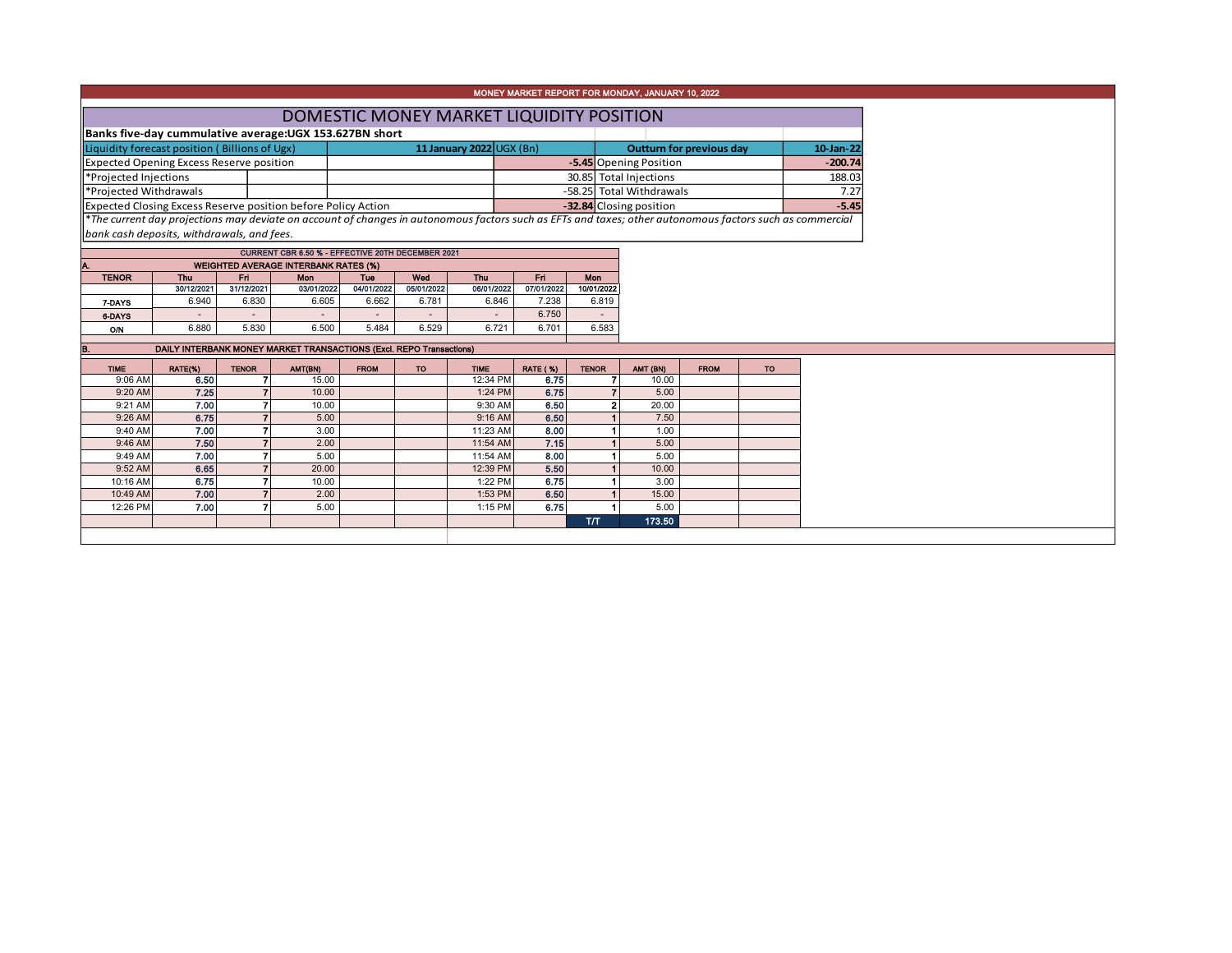MONEY MARKET REPORT FOR MONDAY, JANUARY 10, 2022

# DOMESTIC MONEY MARKET LIQUIDITY POSITION

**Banks five-day cummulative average:UGX 153.627BN short**

| Liquidity forecast position ( Billions of Ugx) | 11 January 2022 UGX (Bn) | Outturn for previous day | 10-Jan-22 |
|---|---|---|---|
| Expected Opening Excess Reserve position | -5.45 | Opening Position | -200.74 |
| *Projected Injections | 30.85 | Total Injections | 188.03 |
| *Projected Withdrawals | -58.25 | Total Withdrawals | 7.27 |
| Expected Closing Excess Reserve position before Policy Action | -32.84 | Closing position | -5.45 |

*\*The current day projections may deviate on account of changes in autonomous factors such as EFTs and taxes; other autonomous factors such as commercial bank cash deposits, withdrawals, and fees.*

CURRENT CBR 6.50 % - EFFECTIVE 20TH DECEMBER 2021

**A. WEIGHTED AVERAGE INTERBANK RATES (%)**

| TENOR | Thu 30/12/2021 | Fri 31/12/2021 | Mon 03/01/2022 | Tue 04/01/2022 | Wed 05/01/2022 | Thu 06/01/2022 | Fri 07/01/2022 | Mon 10/01/2022 |
|---|---|---|---|---|---|---|---|---|
| 7-DAYS | 6.940 | 6.830 | 6.605 | 6.662 | 6.781 | 6.846 | 7.238 | 6.819 |
| 6-DAYS | - | - | - | - | - | - | 6.750 | - |
| O/N | 6.880 | 5.830 | 6.500 | 5.484 | 6.529 | 6.721 | 6.701 | 6.583 |

**B. DAILY INTERBANK MONEY MARKET TRANSACTIONS (Excl. REPO Transactions)**

| TIME | RATE(%) | TENOR | AMT(BN) | FROM | TO | TIME | RATE ( %) | TENOR | AMT (BN) | FROM | TO |
|---|---|---|---|---|---|---|---|---|---|---|---|
| 9:06 AM | 6.50 | 7 | 15.00 | | | 12:34 PM | 6.75 | 7 | 10.00 | | |
| 9:20 AM | 7.25 | 7 | 10.00 | | | 1:24 PM | 6.75 | 7 | 5.00 | | |
| 9:21 AM | 7.00 | 7 | 10.00 | | | 9:30 AM | 6.50 | 2 | 20.00 | | |
| 9:26 AM | 6.75 | 7 | 5.00 | | | 9:16 AM | 6.50 | 1 | 7.50 | | |
| 9:40 AM | 7.00 | 7 | 3.00 | | | 11:23 AM | 8.00 | 1 | 1.00 | | |
| 9:46 AM | 7.50 | 7 | 2.00 | | | 11:54 AM | 7.15 | 1 | 5.00 | | |
| 9:49 AM | 7.00 | 7 | 5.00 | | | 11:54 AM | 8.00 | 1 | 5.00 | | |
| 9:52 AM | 6.65 | 7 | 20.00 | | | 12:39 PM | 5.50 | 1 | 10.00 | | |
| 10:16 AM | 6.75 | 7 | 10.00 | | | 1:22 PM | 6.75 | 1 | 3.00 | | |
| 10:49 AM | 7.00 | 7 | 2.00 | | | 1:53 PM | 6.50 | 1 | 15.00 | | |
| 12:26 PM | 7.00 | 7 | 5.00 | | | 1:15 PM | 6.75 | 1 | 5.00 | | |
| | | | | | | | | T/T | 173.50 | | |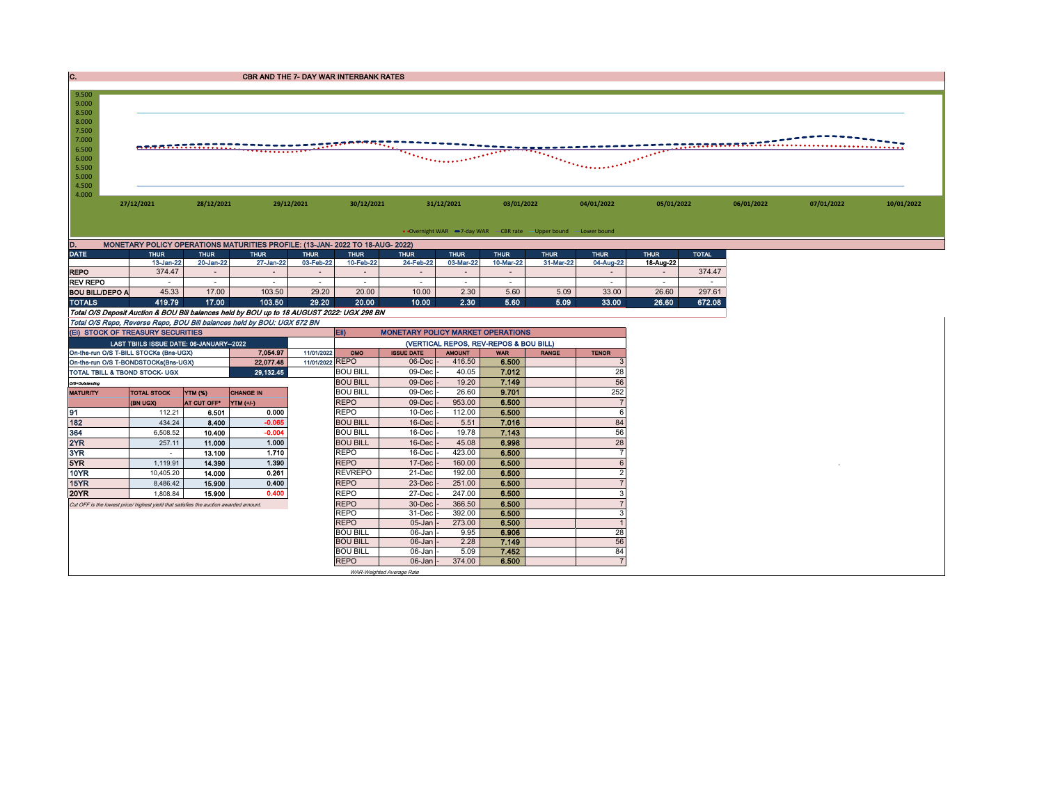## C. CBR AND THE 7- DAY WAR INTERBANK RATES

9.500
9.000
8.500
8.000
7.500
7.000
6.500
6.000
5.500
5.000
4.500
4.000

27/12/2021 28/12/2021 29/12/2021 30/12/2021 31/12/2021 03/01/2022 04/01/2022 05/01/2022 06/01/2022 07/01/2022 10/01/2022

Overnight WAR — 7-day WAR — CBR rate — Upper bound — Lower bound

## D. MONETARY POLICY OPERATIONS MATURITIES PROFILE: (13-JAN- 2022 TO 18-AUG- 2022)

| DATE | THUR | THUR | THUR | THUR | THUR | THUR | THUR | THUR | THUR | THUR | THUR | TOTAL |
|---|---|---|---|---|---|---|---|---|---|---|---|---|
| | 13-Jan-22 | 20-Jan-22 | 27-Jan-22 | 03-Feb-22 | 10-Feb-22 | 24-Feb-22 | 03-Mar-22 | 10-Mar-22 | 31-Mar-22 | 04-Aug-22 | 18-Aug-22 | |
| REPO | 374.47 | - | - | - | - | - | - | - | | - | - | 374.47 |
| REV REPO | - | - | - | - | - | - | - | - | | - | - | - |
| BOU BILL/DEPO A | 45.33 | 17.00 | 103.50 | 29.20 | 20.00 | 10.00 | 2.30 | 5.60 | 5.09 | 33.00 | 26.60 | 297.61 |
| TOTALS | 419.79 | 17.00 | 103.50 | 29.20 | 20.00 | 10.00 | 2.30 | 5.60 | 5.09 | 33.00 | 26.60 | 672.08 |

*Total O/S Deposit Auction & BOU Bill balances held by BOU up to 18 AUGUST 2022: UGX 298 BN*

*Total O/S Repo, Reverse Repo, BOU Bill balances held by BOU: UGX 672 BN*

## (EI) STOCK OF TREASURY SECURITIES

| LAST TBIILS ISSUE DATE: 06-JANUARY--2022 | | | |
|---|---|---|---|
| On-the-run O/S T-BILL STOCKs (Bns-UGX) | | 7,054.97 | 11/01/2022 |
| On-the-run O/S T-BONDSTOCKs(Bns-UGX) | | 22,077.48 | 11/01/2022 |
| TOTAL TBILL & TBOND STOCK- UGX | | 29,132.45 | |

O/S=Outstanding

| MATURITY | TOTAL STOCK (BN UGX) | YTM (%) AT CUT OFF* | CHANGE IN YTM (+/-) |
|---|---|---|---|
| 91 | 112.21 | 6.501 | 0.000 |
| 182 | 434.24 | 8.400 | -0.065 |
| 364 | 6,508.52 | 10.400 | -0.004 |
| 2YR | 257.11 | 11.000 | 1.000 |
| 3YR | - | 13.100 | 1.710 |
| 5YR | 1,119.91 | 14.390 | 1.390 |
| 10YR | 10,405.20 | 14.000 | 0.261 |
| 15YR | 8,486.42 | 15.900 | 0.400 |
| 20YR | 1,808.84 | 15.900 | 0.400 |

*Cut OFF is the lowest price/ highest yield that satisfies the auction awarded amount.*

## Eii) MONETARY POLICY MARKET OPERATIONS

(VERTICAL REPOS, REV-REPOS & BOU BILL)

| OMO | ISSUE DATE | AMOUNT | WAR | RANGE | TENOR |
|---|---|---|---|---|---|
| REPO | 06-Dec | 416.50 | 6.500 | | 3 |
| BOU BILL | 09-Dec | 40.05 | 7.012 | | 28 |
| BOU BILL | 09-Dec | 19.20 | 7.149 | | 56 |
| BOU BILL | 09-Dec | 26.60 | 9.701 | | 252 |
| REPO | 09-Dec | 953.00 | 6.500 | | 7 |
| REPO | 10-Dec | 112.00 | 6.500 | | 6 |
| BOU BILL | 16-Dec | 5.51 | 7.016 | | 84 |
| BOU BILL | 16-Dec | 19.78 | 7.143 | | 56 |
| BOU BILL | 16-Dec | 45.08 | 6.998 | | 28 |
| REPO | 16-Dec | 423.00 | 6.500 | | 7 |
| REPO | 17-Dec | 160.00 | 6.500 | | 6 |
| REVREPO | 21-Dec | 192.00 | 6.500 | | 2 |
| REPO | 23-Dec | 251.00 | 6.500 | | 7 |
| REPO | 27-Dec | 247.00 | 6.500 | | 3 |
| REPO | 30-Dec | 366.50 | 6.500 | | 7 |
| REPO | 31-Dec | 392.00 | 6.500 | | 3 |
| REPO | 05-Jan | 273.00 | 6.500 | | 1 |
| BOU BILL | 06-Jan | 9.95 | 6.906 | | 28 |
| BOU BILL | 06-Jan | 2.28 | 7.149 | | 56 |
| BOU BILL | 06-Jan | 5.09 | 7.452 | | 84 |
| REPO | 06-Jan | 374.00 | 6.500 | | 7 |

*WAR-Weighted Average Rate*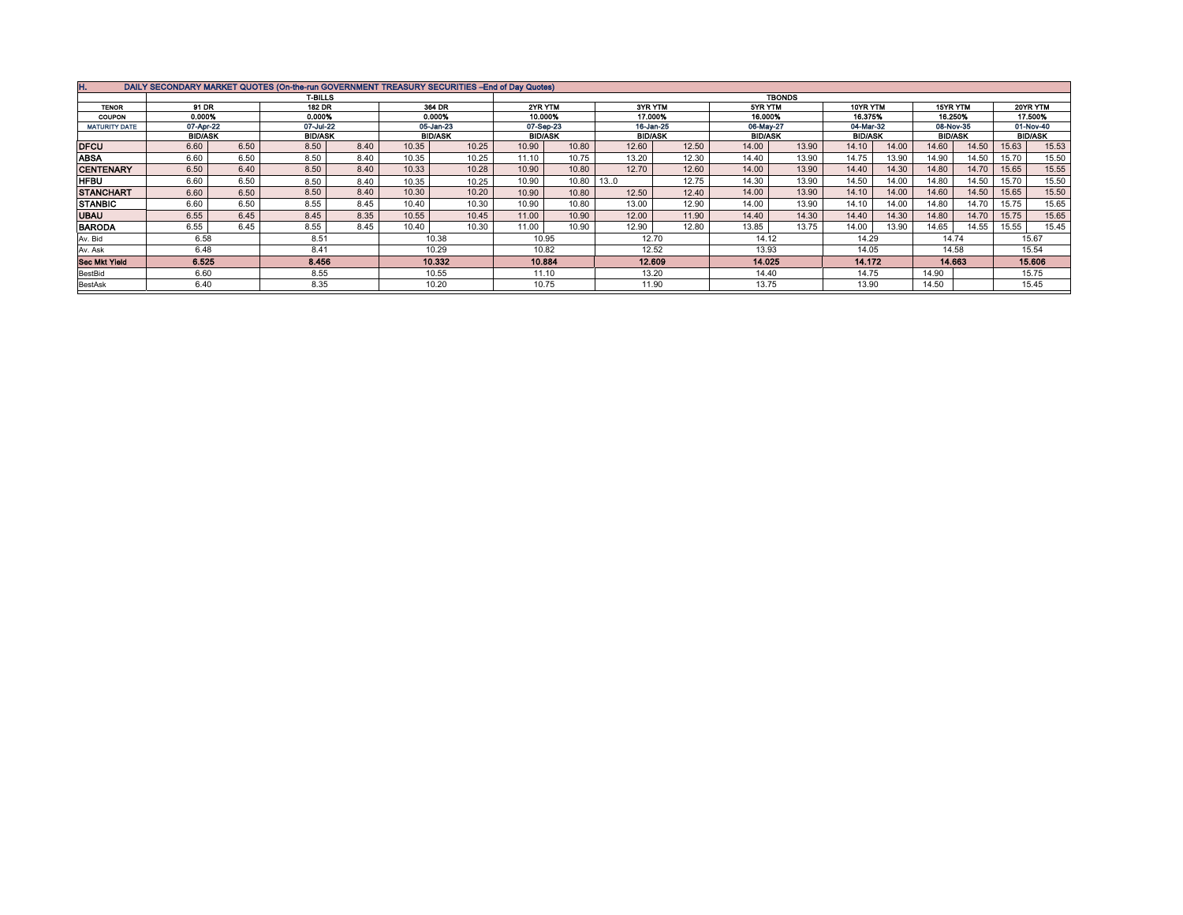| H. DAILY SECONDARY MARKET QUOTES (On-the-run GOVERNMENT TREASURY SECURITIES –End of Day Quotes) | | | | | | | | | | | | | | | | | | |
|---|---|---|---|---|---|---|---|---|---|---|---|---|---|---|---|---|---|---|
| | T-BILLS | | | | | | TBONDS | | | | | | | | | | | |
| TENOR | 91 DR | | 182 DR | | 364 DR | | 2YR YTM | | 3YR YTM | | 5YR YTM | | 10YR YTM | | 15YR YTM | | 20YR YTM | |
| COUPON | 0.000% | | 0.000% | | 0.000% | | 10.000% | | 17.000% | | 16.000% | | 16.375% | | 16.250% | | 17.500% | |
| MATURITY DATE | 07-Apr-22 | | 07-Jul-22 | | 05-Jan-23 | | 07-Sep-23 | | 16-Jan-25 | | 06-May-27 | | 04-Mar-32 | | 08-Nov-35 | | 01-Nov-40 | |
| | BID/ASK | | BID/ASK | | BID/ASK | | BID/ASK | | BID/ASK | | BID/ASK | | BID/ASK | | BID/ASK | | BID/ASK | |
| DFCU | 6.60 | 6.50 | 8.50 | 8.40 | 10.35 | 10.25 | 10.90 | 10.80 | 12.60 | 12.50 | 14.00 | 13.90 | 14.10 | 14.00 | 14.60 | 14.50 | 15.63 | 15.53 |
| ABSA | 6.60 | 6.50 | 8.50 | 8.40 | 10.35 | 10.25 | 11.10 | 10.75 | 13.20 | 12.30 | 14.40 | 13.90 | 14.75 | 13.90 | 14.90 | 14.50 | 15.70 | 15.50 |
| CENTENARY | 6.50 | 6.40 | 8.50 | 8.40 | 10.33 | 10.28 | 10.90 | 10.80 | 12.70 | 12.60 | 14.00 | 13.90 | 14.40 | 14.30 | 14.80 | 14.70 | 15.65 | 15.55 |
| HFBU | 6.60 | 6.50 | 8.50 | 8.40 | 10.35 | 10.25 | 10.90 | 10.80 | 13..0 | 12.75 | 14.30 | 13.90 | 14.50 | 14.00 | 14.80 | 14.50 | 15.70 | 15.50 |
| STANCHART | 6.60 | 6.50 | 8.50 | 8.40 | 10.30 | 10.20 | 10.90 | 10.80 | 12.50 | 12.40 | 14.00 | 13.90 | 14.10 | 14.00 | 14.60 | 14.50 | 15.65 | 15.50 |
| STANBIC | 6.60 | 6.50 | 8.55 | 8.45 | 10.40 | 10.30 | 10.90 | 10.80 | 13.00 | 12.90 | 14.00 | 13.90 | 14.10 | 14.00 | 14.80 | 14.70 | 15.75 | 15.65 |
| UBAU | 6.55 | 6.45 | 8.45 | 8.35 | 10.55 | 10.45 | 11.00 | 10.90 | 12.00 | 11.90 | 14.40 | 14.30 | 14.40 | 14.30 | 14.80 | 14.70 | 15.75 | 15.65 |
| BARODA | 6.55 | 6.45 | 8.55 | 8.45 | 10.40 | 10.30 | 11.00 | 10.90 | 12.90 | 12.80 | 13.85 | 13.75 | 14.00 | 13.90 | 14.65 | 14.55 | 15.55 | 15.45 |
| Av. Bid | 6.58 | | 8.51 | | 10.38 | | 10.95 | | 12.70 | | 14.12 | | 14.29 | | 14.74 | | 15.67 | |
| Av. Ask | 6.48 | | 8.41 | | 10.29 | | 10.82 | | 12.52 | | 13.93 | | 14.05 | | 14.58 | | 15.54 | |
| Sec Mkt Yield | 6.525 | | 8.456 | | 10.332 | | 10.884 | | 12.609 | | 14.025 | | 14.172 | | 14.663 | | 15.606 | |
| BestBid | 6.60 | | 8.55 | | 10.55 | | 11.10 | | 13.20 | | 14.40 | | 14.75 | | 14.90 | | 15.75 | |
| BestAsk | 6.40 | | 8.35 | | 10.20 | | 10.75 | | 11.90 | | 13.75 | | 13.90 | | 14.50 | | 15.45 | |